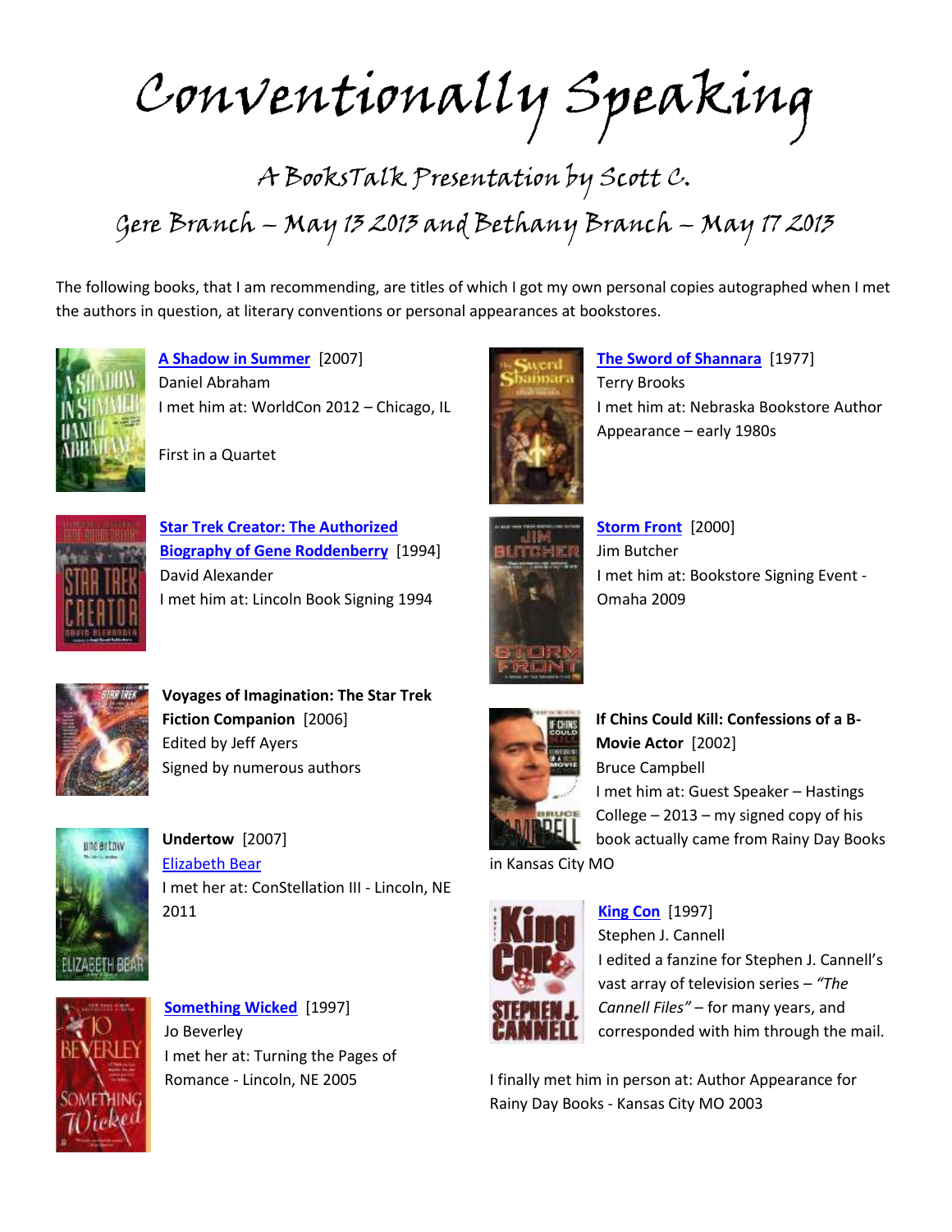# Conventionally Speaking

## A BooksTalk Presentation by Scott C.

## Gere Branch – May 13 2013 and Bethany Branch – May 17 2013

The following books, that I am recommending, are titles of which I got my own personal copies autographed when I met the authors in question, at literary conventions or personal appearances at bookstores.

**A Shadow in Summer** [2007]
Daniel Abraham
I met him at: WorldCon 2012 – Chicago, IL

First in a Quartet

**Star Trek Creator: The Authorized Biography of Gene Roddenberry** [1994]
David Alexander
I met him at: Lincoln Book Signing 1994

**Voyages of Imagination: The Star Trek Fiction Companion** [2006]
Edited by Jeff Ayers
Signed by numerous authors

**Undertow** [2007]
Elizabeth Bear
I met her at: ConStellation III - Lincoln, NE 2011

**Something Wicked** [1997]
Jo Beverley
I met her at: Turning the Pages of Romance - Lincoln, NE 2005

**The Sword of Shannara** [1977]
Terry Brooks
I met him at: Nebraska Bookstore Author Appearance – early 1980s

**Storm Front** [2000]
Jim Butcher
I met him at: Bookstore Signing Event - Omaha 2009

**If Chins Could Kill: Confessions of a B-Movie Actor** [2002]
Bruce Campbell
I met him at: Guest Speaker – Hastings College – 2013 – my signed copy of his book actually came from Rainy Day Books in Kansas City MO

**King Con** [1997]
Stephen J. Cannell
I edited a fanzine for Stephen J. Cannell's vast array of television series – *"The Cannell Files"* – for many years, and corresponded with him through the mail.

I finally met him in person at: Author Appearance for Rainy Day Books - Kansas City MO 2003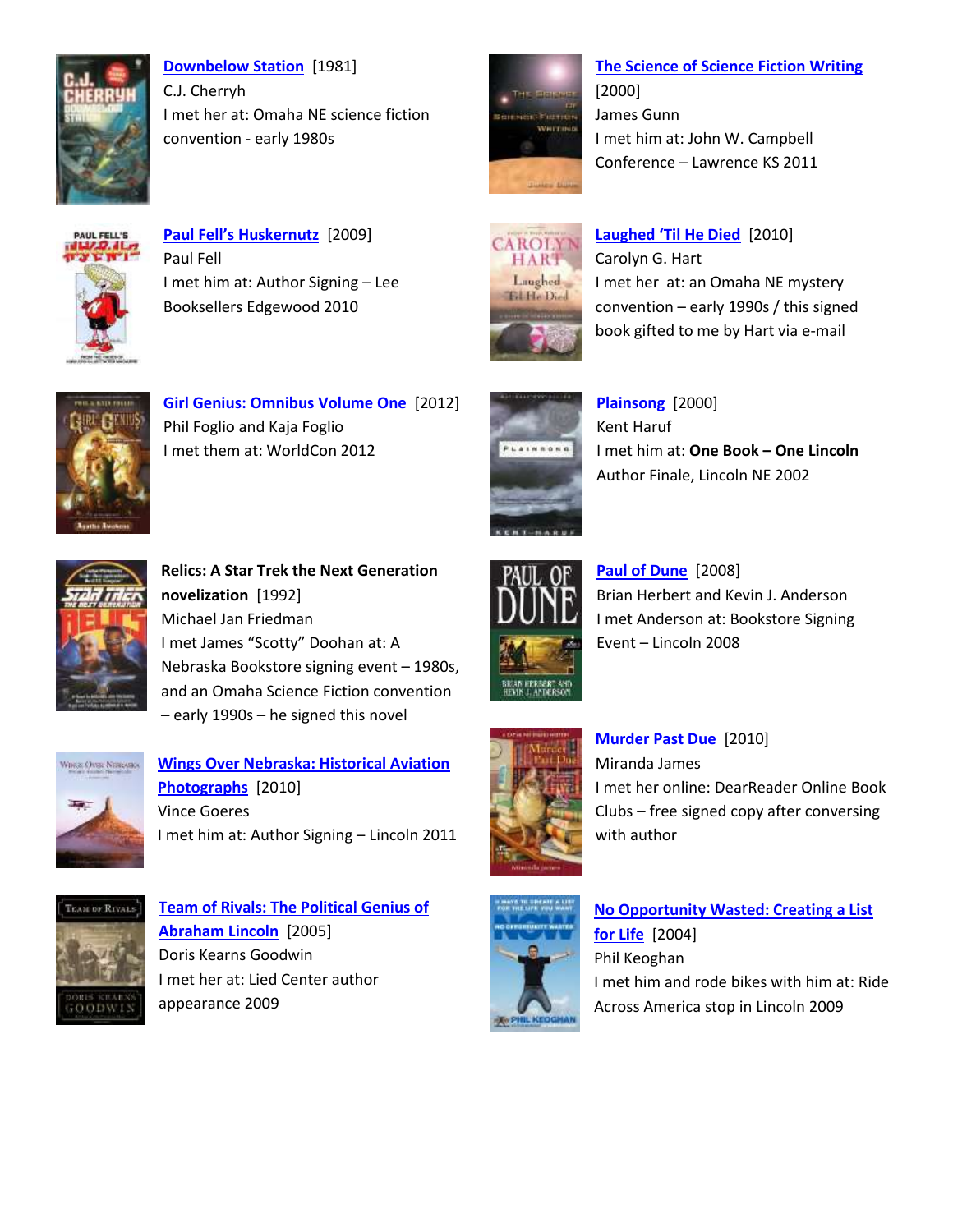**Downbelow Station** [1981]
C.J. Cherryh
I met her at: Omaha NE science fiction convention - early 1980s

**The Science of Science Fiction Writing** [2000]
James Gunn
I met him at: John W. Campbell Conference – Lawrence KS 2011

**Paul Fell's Huskernutz** [2009]
Paul Fell
I met him at: Author Signing – Lee Booksellers Edgewood 2010

**Laughed 'Til He Died** [2010]
Carolyn G. Hart
I met her at: an Omaha NE mystery convention – early 1990s / this signed book gifted to me by Hart via e-mail

**Girl Genius: Omnibus Volume One** [2012]
Phil Foglio and Kaja Foglio
I met them at: WorldCon 2012

**Plainsong** [2000]
Kent Haruf
I met him at: **One Book – One Lincoln** Author Finale, Lincoln NE 2002

**Relics: A Star Trek the Next Generation novelization** [1992]
Michael Jan Friedman
I met James "Scotty" Doohan at: A Nebraska Bookstore signing event – 1980s, and an Omaha Science Fiction convention – early 1990s – he signed this novel

**Paul of Dune** [2008]
Brian Herbert and Kevin J. Anderson
I met Anderson at: Bookstore Signing Event – Lincoln 2008

**Wings Over Nebraska: Historical Aviation Photographs** [2010]
Vince Goeres
I met him at: Author Signing – Lincoln 2011

**Murder Past Due** [2010]
Miranda James
I met her online: DearReader Online Book Clubs – free signed copy after conversing with author

**Team of Rivals: The Political Genius of Abraham Lincoln** [2005]
Doris Kearns Goodwin
I met her at: Lied Center author appearance 2009

**No Opportunity Wasted: Creating a List for Life** [2004]
Phil Keoghan
I met him and rode bikes with him at: Ride Across America stop in Lincoln 2009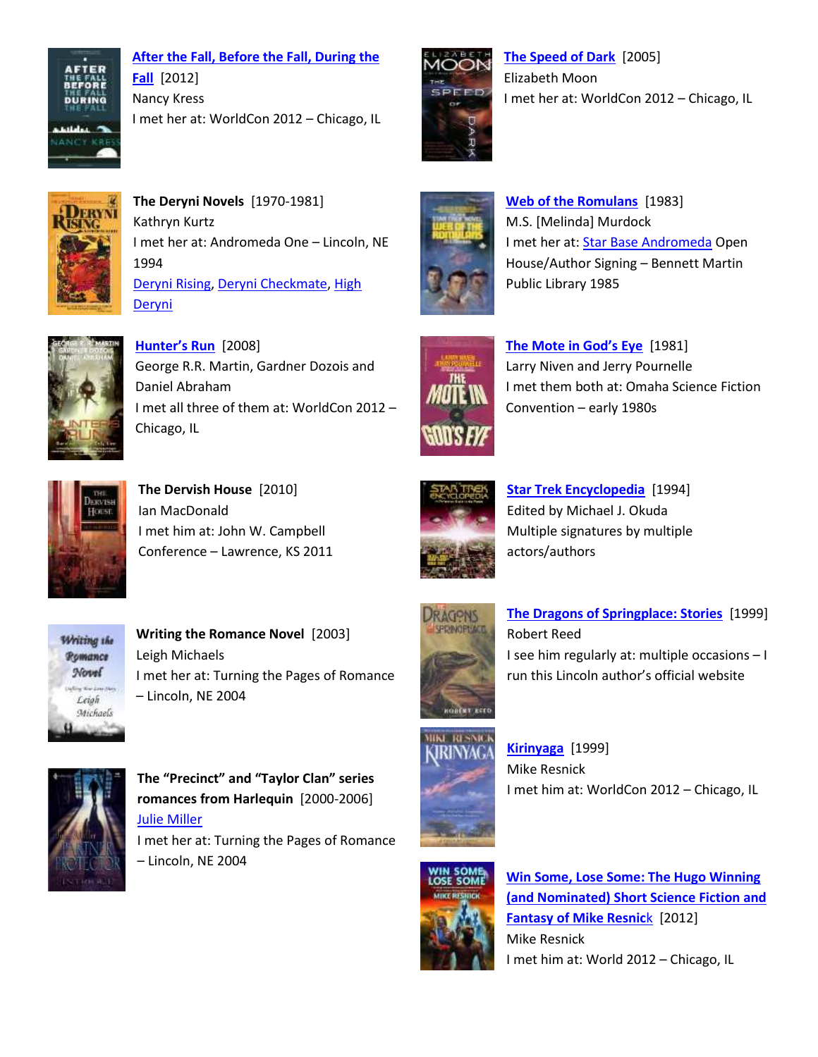**After the Fall, Before the Fall, During the Fall** [2012]
Nancy Kress
I met her at: WorldCon 2012 – Chicago, IL

**The Deryni Novels** [1970-1981]
Kathryn Kurtz
I met her at: Andromeda One – Lincoln, NE 1994
Deryni Rising, Deryni Checkmate, High Deryni

**Hunter's Run** [2008]
George R.R. Martin, Gardner Dozois and Daniel Abraham
I met all three of them at: WorldCon 2012 – Chicago, IL

**The Dervish House** [2010]
Ian MacDonald
I met him at: John W. Campbell Conference – Lawrence, KS 2011

**Writing the Romance Novel** [2003]
Leigh Michaels
I met her at: Turning the Pages of Romance – Lincoln, NE 2004

**The "Precinct" and "Taylor Clan" series romances from Harlequin** [2000-2006]
Julie Miller
I met her at: Turning the Pages of Romance – Lincoln, NE 2004

**The Speed of Dark** [2005]
Elizabeth Moon
I met her at: WorldCon 2012 – Chicago, IL

**Web of the Romulans** [1983]
M.S. [Melinda] Murdock
I met her at: Star Base Andromeda Open House/Author Signing – Bennett Martin Public Library 1985

**The Mote in God's Eye** [1981]
Larry Niven and Jerry Pournelle
I met them both at: Omaha Science Fiction Convention – early 1980s

**Star Trek Encyclopedia** [1994]
Edited by Michael J. Okuda
Multiple signatures by multiple actors/authors

**The Dragons of Springplace: Stories** [1999]
Robert Reed
I see him regularly at: multiple occasions – I run this Lincoln author's official website

**Kirinyaga** [1999]
Mike Resnick
I met him at: WorldCon 2012 – Chicago, IL

**Win Some, Lose Some: The Hugo Winning (and Nominated) Short Science Fiction and Fantasy of Mike Resnick** [2012]
Mike Resnick
I met him at: World 2012 – Chicago, IL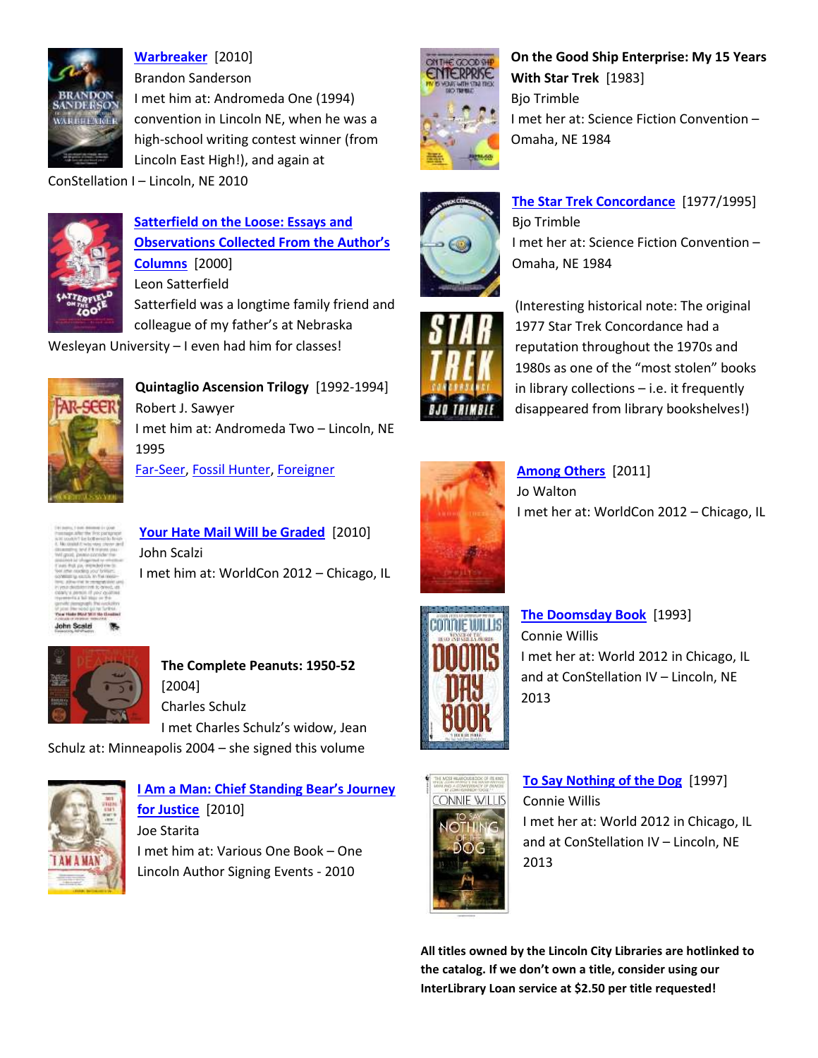**Warbreaker** [2010]
Brandon Sanderson
I met him at: Andromeda One (1994) convention in Lincoln NE, when he was a high-school writing contest winner (from Lincoln East High!), and again at ConStellation I – Lincoln, NE 2010

**Satterfield on the Loose: Essays and Observations Collected From the Author's Columns** [2000]
Leon Satterfield
Satterfield was a longtime family friend and colleague of my father's at Nebraska Wesleyan University – I even had him for classes!

**Quintaglio Ascension Trilogy** [1992-1994]
Robert J. Sawyer
I met him at: Andromeda Two – Lincoln, NE 1995
Far-Seer, Fossil Hunter, Foreigner

**Your Hate Mail Will be Graded** [2010]
John Scalzi
I met him at: WorldCon 2012 – Chicago, IL

**The Complete Peanuts: 1950-52** [2004]
Charles Schulz
I met Charles Schulz's widow, Jean Schulz at: Minneapolis 2004 – she signed this volume

**I Am a Man: Chief Standing Bear's Journey for Justice** [2010]
Joe Starita
I met him at: Various One Book – One Lincoln Author Signing Events - 2010

**On the Good Ship Enterprise: My 15 Years With Star Trek** [1983]
Bjo Trimble
I met her at: Science Fiction Convention – Omaha, NE 1984

**The Star Trek Concordance** [1977/1995]
Bjo Trimble
I met her at: Science Fiction Convention – Omaha, NE 1984

(Interesting historical note: The original 1977 Star Trek Concordance had a reputation throughout the 1970s and 1980s as one of the "most stolen" books in library collections – i.e. it frequently disappeared from library bookshelves!)

**Among Others** [2011]
Jo Walton
I met her at: WorldCon 2012 – Chicago, IL

**The Doomsday Book** [1993]
Connie Willis
I met her at: World 2012 in Chicago, IL and at ConStellation IV – Lincoln, NE 2013

**To Say Nothing of the Dog** [1997]
Connie Willis
I met her at: World 2012 in Chicago, IL and at ConStellation IV – Lincoln, NE 2013

**All titles owned by the Lincoln City Libraries are hotlinked to the catalog. If we don't own a title, consider using our InterLibrary Loan service at $2.50 per title requested!**